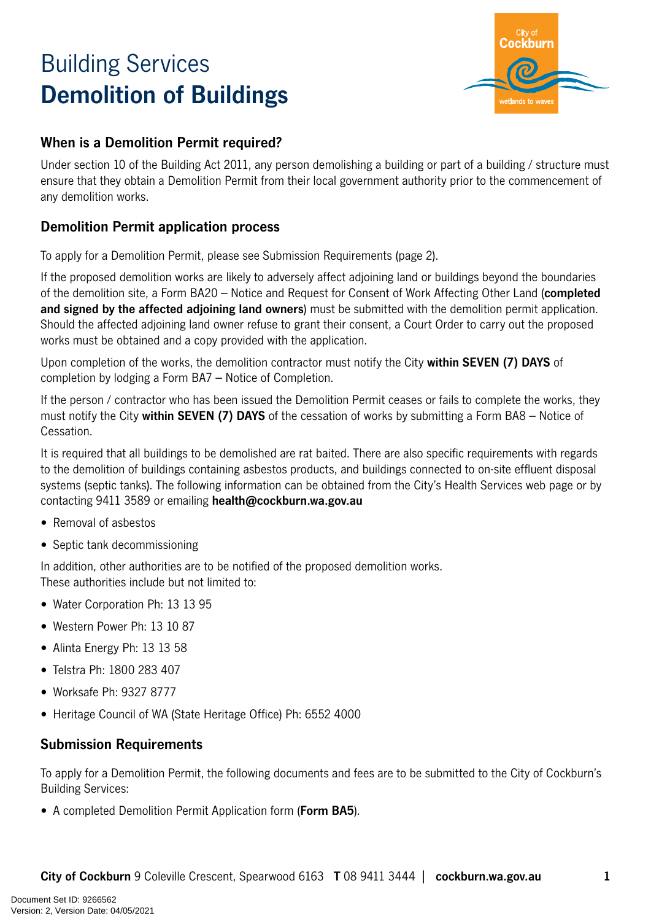# Building Services
# Demolition of Buildings

## When is a Demolition Permit required?

Under section 10 of the Building Act 2011, any person demolishing a building or part of a building / structure must ensure that they obtain a Demolition Permit from their local government authority prior to the commencement of any demolition works.

## Demolition Permit application process

To apply for a Demolition Permit, please see Submission Requirements (page 2).

If the proposed demolition works are likely to adversely affect adjoining land or buildings beyond the boundaries of the demolition site, a Form BA20 – Notice and Request for Consent of Work Affecting Other Land (**completed and signed by the affected adjoining land owners**) must be submitted with the demolition permit application. Should the affected adjoining land owner refuse to grant their consent, a Court Order to carry out the proposed works must be obtained and a copy provided with the application.

Upon completion of the works, the demolition contractor must notify the City **within SEVEN (7) DAYS** of completion by lodging a Form BA7 – Notice of Completion.

If the person / contractor who has been issued the Demolition Permit ceases or fails to complete the works, they must notify the City **within SEVEN (7) DAYS** of the cessation of works by submitting a Form BA8 – Notice of Cessation.

It is required that all buildings to be demolished are rat baited. There are also specific requirements with regards to the demolition of buildings containing asbestos products, and buildings connected to on-site effluent disposal systems (septic tanks). The following information can be obtained from the City's Health Services web page or by contacting 9411 3589 or emailing **health@cockburn.wa.gov.au**

- Removal of asbestos
- Septic tank decommissioning

In addition, other authorities are to be notified of the proposed demolition works.
These authorities include but not limited to:

- Water Corporation Ph: 13 13 95
- Western Power Ph: 13 10 87
- Alinta Energy Ph: 13 13 58
- Telstra Ph: 1800 283 407
- Worksafe Ph: 9327 8777
- Heritage Council of WA (State Heritage Office) Ph: 6552 4000

## Submission Requirements

To apply for a Demolition Permit, the following documents and fees are to be submitted to the City of Cockburn's Building Services:

- A completed Demolition Permit Application form (**Form BA5**).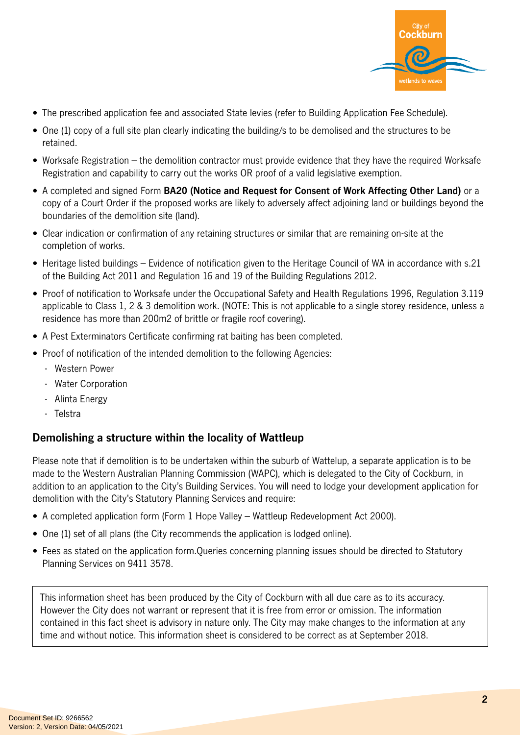- The prescribed application fee and associated State levies (refer to Building Application Fee Schedule).
- One (1) copy of a full site plan clearly indicating the building/s to be demolised and the structures to be retained.
- Worksafe Registration – the demolition contractor must provide evidence that they have the required Worksafe Registration and capability to carry out the works OR proof of a valid legislative exemption.
- A completed and signed Form **BA20 (Notice and Request for Consent of Work Affecting Other Land)** or a copy of a Court Order if the proposed works are likely to adversely affect adjoining land or buildings beyond the boundaries of the demolition site (land).
- Clear indication or confirmation of any retaining structures or similar that are remaining on-site at the completion of works.
- Heritage listed buildings – Evidence of notification given to the Heritage Council of WA in accordance with s.21 of the Building Act 2011 and Regulation 16 and 19 of the Building Regulations 2012.
- Proof of notification to Worksafe under the Occupational Safety and Health Regulations 1996, Regulation 3.119 applicable to Class 1, 2 & 3 demolition work. (NOTE: This is not applicable to a single storey residence, unless a residence has more than 200m2 of brittle or fragile roof covering).
- A Pest Exterminators Certificate confirming rat baiting has been completed.
- Proof of notification of the intended demolition to the following Agencies:
  - Western Power
  - Water Corporation
  - Alinta Energy
  - Telstra

## Demolishing a structure within the locality of Wattleup

Please note that if demolition is to be undertaken within the suburb of Wattelup, a separate application is to be made to the Western Australian Planning Commission (WAPC), which is delegated to the City of Cockburn, in addition to an application to the City's Building Services. You will need to lodge your development application for demolition with the City's Statutory Planning Services and require:

- A completed application form (Form 1 Hope Valley – Wattleup Redevelopment Act 2000).
- One (1) set of all plans (the City recommends the application is lodged online).
- Fees as stated on the application form.Queries concerning planning issues should be directed to Statutory Planning Services on 9411 3578.

This information sheet has been produced by the City of Cockburn with all due care as to its accuracy. However the City does not warrant or represent that it is free from error or omission. The information contained in this fact sheet is advisory in nature only. The City may make changes to the information at any time and without notice. This information sheet is considered to be correct as at September 2018.